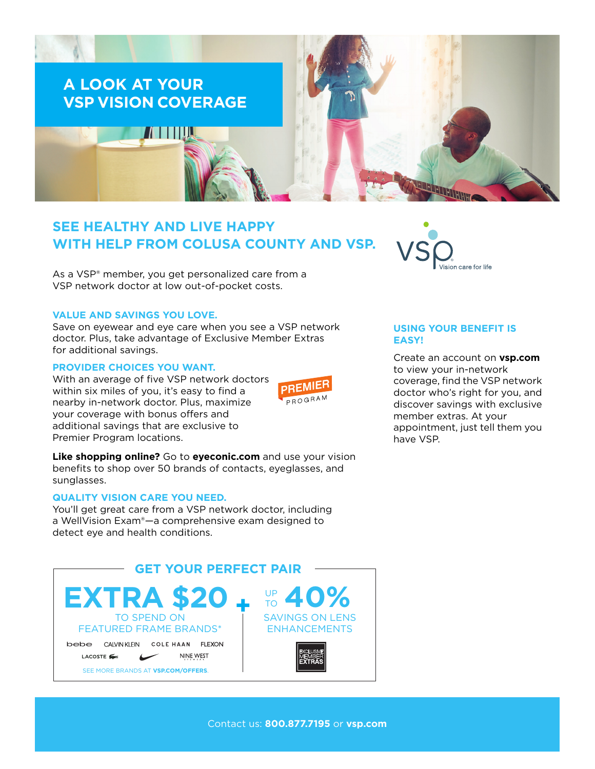# A LOOK AT YOUR VSP VISION COVERAGE

## SEE HEALTHY AND LIVE HAPPY WITH HELP FROM COLUSA COUNTY AND VSP.

VSP Vision care for life

As a VSP® member, you get personalized care from a VSP network doctor at low out-of-pocket costs.

### VALUE AND SAVINGS YOU LOVE.

Save on eyewear and eye care when you see a VSP network doctor. Plus, take advantage of Exclusive Member Extras for additional savings.

### PROVIDER CHOICES YOU WANT.

With an average of five VSP network doctors within six miles of you, it's easy to find a nearby in-network doctor. Plus, maximize your coverage with bonus offers and additional savings that are exclusive to Premier Program locations.

PREMIER PROGRAM

**Like shopping online?** Go to **eyeconic.com** and use your vision benefits to shop over 50 brands of contacts, eyeglasses, and sunglasses.

### QUALITY VISION CARE YOU NEED.

You'll get great care from a VSP network doctor, including a WellVision Exam®—a comprehensive exam designed to detect eye and health conditions.

### USING YOUR BENEFIT IS EASY!

Create an account on **vsp.com** to view your in-network coverage, find the VSP network doctor who's right for you, and discover savings with exclusive member extras. At your appointment, just tell them you have VSP.

## GET YOUR PERFECT PAIR

**EXTRA $20** TO SPEND ON FEATURED FRAME BRANDS*

bebe CALVIN KLEIN COLE HAAN FLEXON LACOSTE NIKE NINE WEST

SEE MORE BRANDS AT **VSP.COM/OFFERS**.

+

**UP TO 40%** SAVINGS ON LENS ENHANCEMENTS

EXCLUSIVE MEMBER EXTRAS

Contact us: **800.877.7195** or **vsp.com**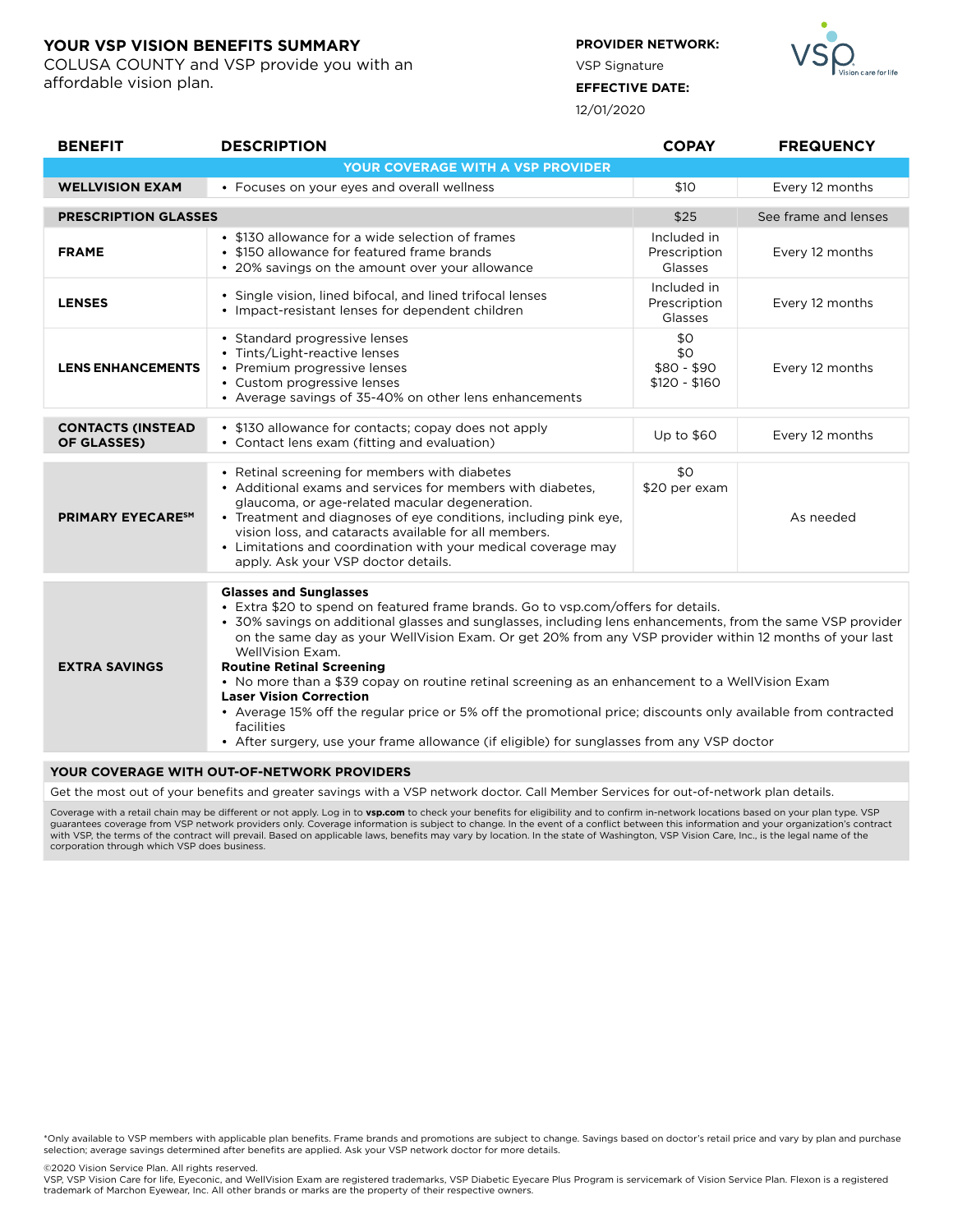## YOUR VSP VISION BENEFITS SUMMARY

COLUSA COUNTY and VSP provide you with an affordable vision plan.

**PROVIDER NETWORK:**
VSP Signature

**EFFECTIVE DATE:**
12/01/2020

| BENEFIT | DESCRIPTION | COPAY | FREQUENCY |
|---|---|---|---|
| | **YOUR COVERAGE WITH A VSP PROVIDER** | | |
| **WELLVISION EXAM** | • Focuses on your eyes and overall wellness | $10 | Every 12 months |
| **PRESCRIPTION GLASSES** | | $25 | See frame and lenses |
| **FRAME** | • $130 allowance for a wide selection of frames<br>• $150 allowance for featured frame brands<br>• 20% savings on the amount over your allowance | Included in Prescription Glasses | Every 12 months |
| **LENSES** | • Single vision, lined bifocal, and lined trifocal lenses<br>• Impact-resistant lenses for dependent children | Included in Prescription Glasses | Every 12 months |
| **LENS ENHANCEMENTS** | • Standard progressive lenses<br>• Tints/Light-reactive lenses<br>• Premium progressive lenses<br>• Custom progressive lenses<br>• Average savings of 35-40% on other lens enhancements | $0<br>$0<br>$80 - $90<br>$120 - $160 | Every 12 months |
| **CONTACTS (INSTEAD OF GLASSES)** | • $130 allowance for contacts; copay does not apply<br>• Contact lens exam (fitting and evaluation) | Up to $60 | Every 12 months |
| **PRIMARY EYECARE℠** | • Retinal screening for members with diabetes<br>• Additional exams and services for members with diabetes, glaucoma, or age-related macular degeneration.<br>• Treatment and diagnoses of eye conditions, including pink eye, vision loss, and cataracts available for all members.<br>• Limitations and coordination with your medical coverage may apply. Ask your VSP doctor details. | $0<br>$20 per exam | As needed |
| **EXTRA SAVINGS** | **Glasses and Sunglasses**<br>• Extra $20 to spend on featured frame brands. Go to vsp.com/offers for details.<br>• 30% savings on additional glasses and sunglasses, including lens enhancements, from the same VSP provider on the same day as your WellVision Exam. Or get 20% from any VSP provider within 12 months of your last WellVision Exam.<br>**Routine Retinal Screening**<br>• No more than a $39 copay on routine retinal screening as an enhancement to a WellVision Exam<br>**Laser Vision Correction**<br>• Average 15% off the regular price or 5% off the promotional price; discounts only available from contracted facilities<br>• After surgery, use your frame allowance (if eligible) for sunglasses from any VSP doctor | | |

**YOUR COVERAGE WITH OUT-OF-NETWORK PROVIDERS**

Get the most out of your benefits and greater savings with a VSP network doctor. Call Member Services for out-of-network plan details.

Coverage with a retail chain may be different or not apply. Log in to **vsp.com** to check your benefits for eligibility and to confirm in-network locations based on your plan type. VSP guarantees coverage from VSP network providers only. Coverage information is subject to change. In the event of a conflict between this information and your organization's contract with VSP, the terms of the contract will prevail. Based on applicable laws, benefits may vary by location. In the state of Washington, VSP Vision Care, Inc., is the legal name of the corporation through which VSP does business.

*Only available to VSP members with applicable plan benefits. Frame brands and promotions are subject to change. Savings based on doctor's retail price and vary by plan and purchase selection; average savings determined after benefits are applied. Ask your VSP network doctor for more details.

©2020 Vision Service Plan. All rights reserved.
VSP, VSP Vision Care for life, Eyeconic, and WellVision Exam are registered trademarks, VSP Diabetic Eyecare Plus Program is servicemark of Vision Service Plan. Flexon is a registered trademark of Marchon Eyewear, Inc. All other brands or marks are the property of their respective owners.